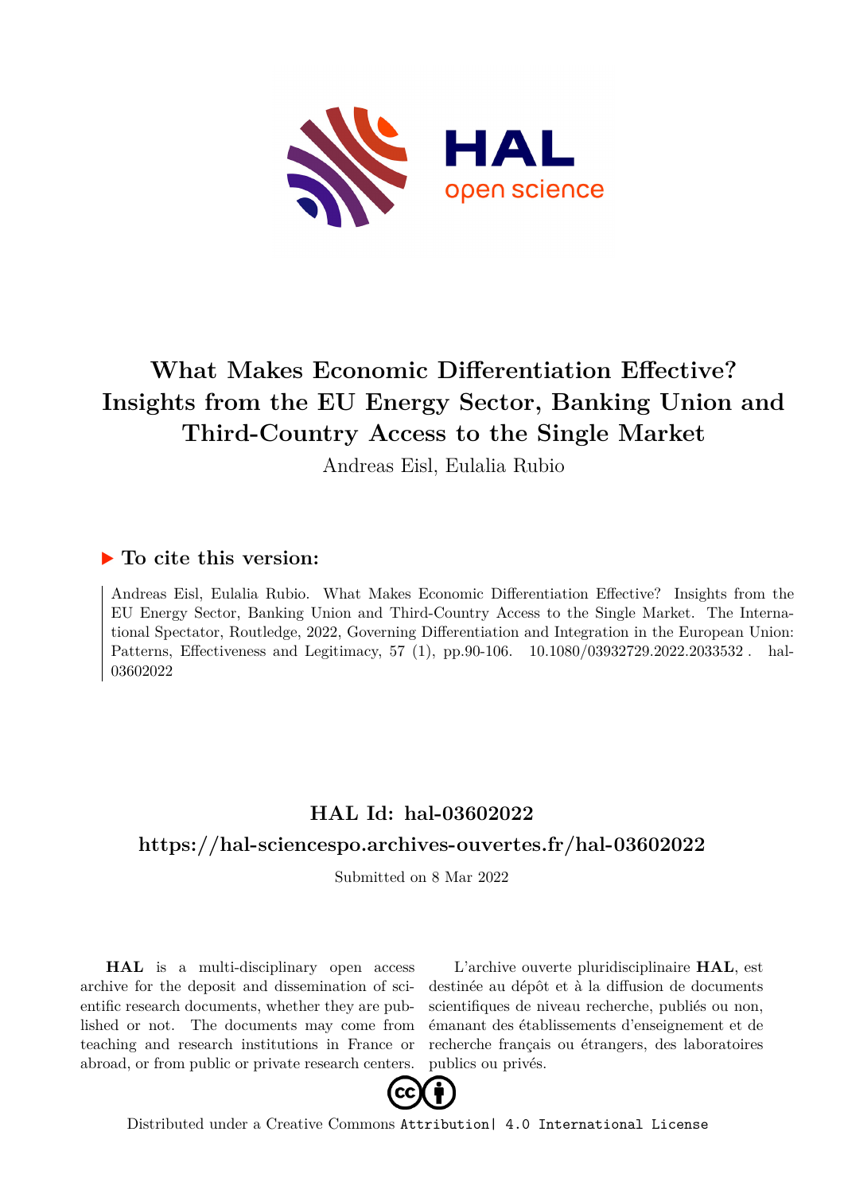# What Makes Economic Differentiation Effective? Insights from the EU Energy Sector, Banking Union and Third-Country Access to the Single Market

Andreas Eisl, Eulalia Rubio

## ▶ To cite this version:

Andreas Eisl, Eulalia Rubio. What Makes Economic Differentiation Effective? Insights from the EU Energy Sector, Banking Union and Third-Country Access to the Single Market. The International Spectator, Routledge, 2022, Governing Differentiation and Integration in the European Union: Patterns, Effectiveness and Legitimacy, 57 (1), pp.90-106. 10.1080/03932729.2022.2033532 . hal-03602022

## HAL Id: hal-03602022

## https://hal-sciencespo.archives-ouvertes.fr/hal-03602022

Submitted on 8 Mar 2022

**HAL** is a multi-disciplinary open access archive for the deposit and dissemination of scientific research documents, whether they are published or not. The documents may come from teaching and research institutions in France or abroad, or from public or private research centers.

L'archive ouverte pluridisciplinaire **HAL**, est destinée au dépôt et à la diffusion de documents scientifiques de niveau recherche, publiés ou non, émanant des établissements d'enseignement et de recherche français ou étrangers, des laboratoires publics ou privés.

Distributed under a Creative Commons Attribution| 4.0 International License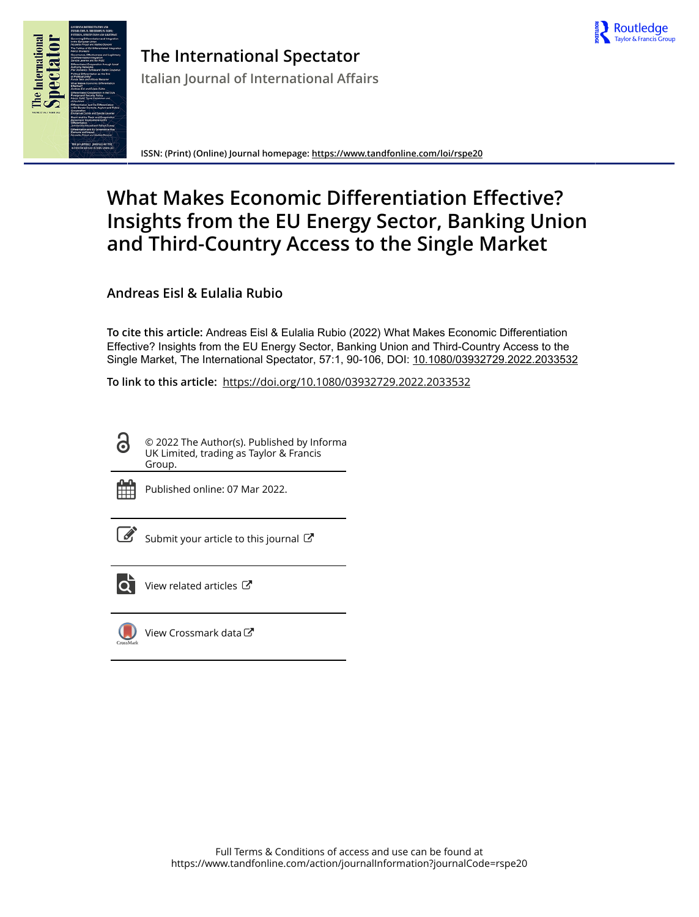# The International Spectator

**Italian Journal of International Affairs**

ISSN: (Print) (Online) Journal homepage: https://www.tandfonline.com/loi/rspe20

# What Makes Economic Differentiation Effective? Insights from the EU Energy Sector, Banking Union and Third-Country Access to the Single Market

**Andreas Eisl & Eulalia Rubio**

**To cite this article:** Andreas Eisl & Eulalia Rubio (2022) What Makes Economic Differentiation Effective? Insights from the EU Energy Sector, Banking Union and Third-Country Access to the Single Market, The International Spectator, 57:1, 90-106, DOI: 10.1080/03932729.2022.2033532

**To link to this article:** https://doi.org/10.1080/03932729.2022.2033532

© 2022 The Author(s). Published by Informa UK Limited, trading as Taylor & Francis Group.

Published online: 07 Mar 2022.

Submit your article to this journal

View related articles

View Crossmark data

Full Terms & Conditions of access and use can be found at https://www.tandfonline.com/action/journalInformation?journalCode=rspe20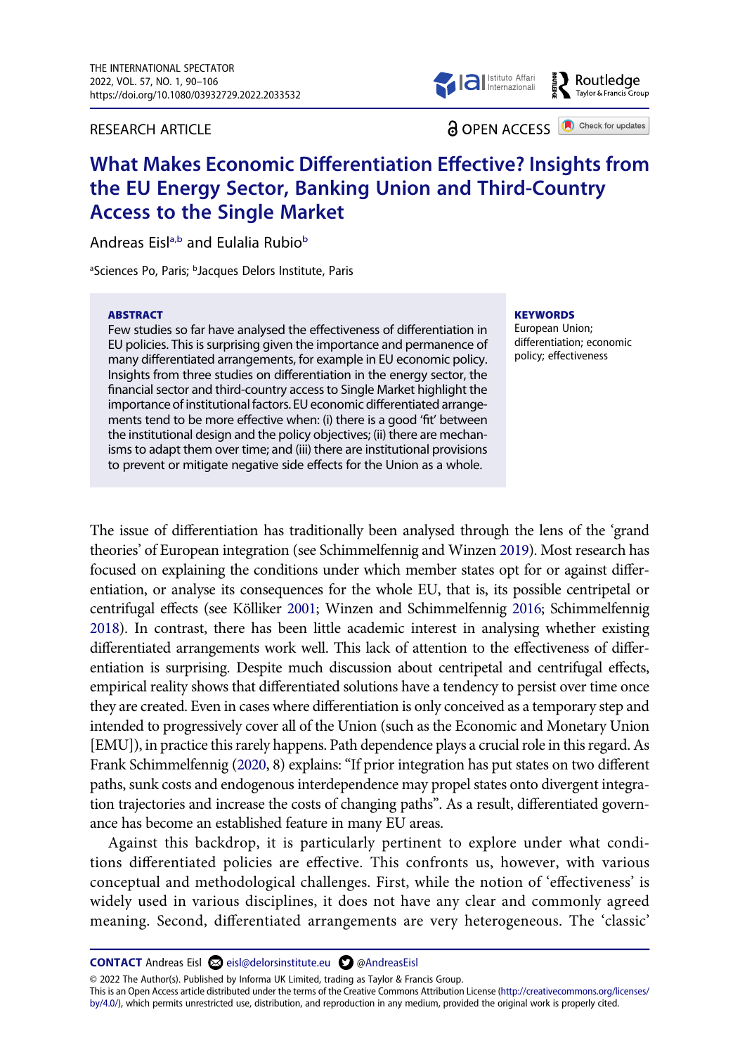RESEARCH ARTICLE

OPEN ACCESS

# What Makes Economic Differentiation Effective? Insights from the EU Energy Sector, Banking Union and Third-Country Access to the Single Market

Andreas Eisl[a,b] and Eulalia Rubio[b]

[a]Sciences Po, Paris; [b]Jacques Delors Institute, Paris

**ABSTRACT**

Few studies so far have analysed the effectiveness of differentiation in EU policies. This is surprising given the importance and permanence of many differentiated arrangements, for example in EU economic policy. Insights from three studies on differentiation in the energy sector, the financial sector and third-country access to Single Market highlight the importance of institutional factors. EU economic differentiated arrangements tend to be more effective when: (i) there is a good 'fit' between the institutional design and the policy objectives; (ii) there are mechanisms to adapt them over time; and (iii) there are institutional provisions to prevent or mitigate negative side effects for the Union as a whole.

**KEYWORDS**

European Union; differentiation; economic policy; effectiveness

The issue of differentiation has traditionally been analysed through the lens of the 'grand theories' of European integration (see Schimmelfennig and Winzen 2019). Most research has focused on explaining the conditions under which member states opt for or against differentiation, or analyse its consequences for the whole EU, that is, its possible centripetal or centrifugal effects (see Kölliker 2001; Winzen and Schimmelfennig 2016; Schimmelfennig 2018). In contrast, there has been little academic interest in analysing whether existing differentiated arrangements work well. This lack of attention to the effectiveness of differentiation is surprising. Despite much discussion about centripetal and centrifugal effects, empirical reality shows that differentiated solutions have a tendency to persist over time once they are created. Even in cases where differentiation is only conceived as a temporary step and intended to progressively cover all of the Union (such as the Economic and Monetary Union [EMU]), in practice this rarely happens. Path dependence plays a crucial role in this regard. As Frank Schimmelfennig (2020, 8) explains: "If prior integration has put states on two different paths, sunk costs and endogenous interdependence may propel states onto divergent integration trajectories and increase the costs of changing paths". As a result, differentiated governance has become an established feature in many EU areas.

Against this backdrop, it is particularly pertinent to explore under what conditions differentiated policies are effective. This confronts us, however, with various conceptual and methodological challenges. First, while the notion of 'effectiveness' is widely used in various disciplines, it does not have any clear and commonly agreed meaning. Second, differentiated arrangements are very heterogeneous. The 'classic'

**CONTACT** Andreas Eisl eisl@delorsinstitute.eu @AndreasEisl

© 2022 The Author(s). Published by Informa UK Limited, trading as Taylor & Francis Group.
This is an Open Access article distributed under the terms of the Creative Commons Attribution License (http://creativecommons.org/licenses/by/4.0/), which permits unrestricted use, distribution, and reproduction in any medium, provided the original work is properly cited.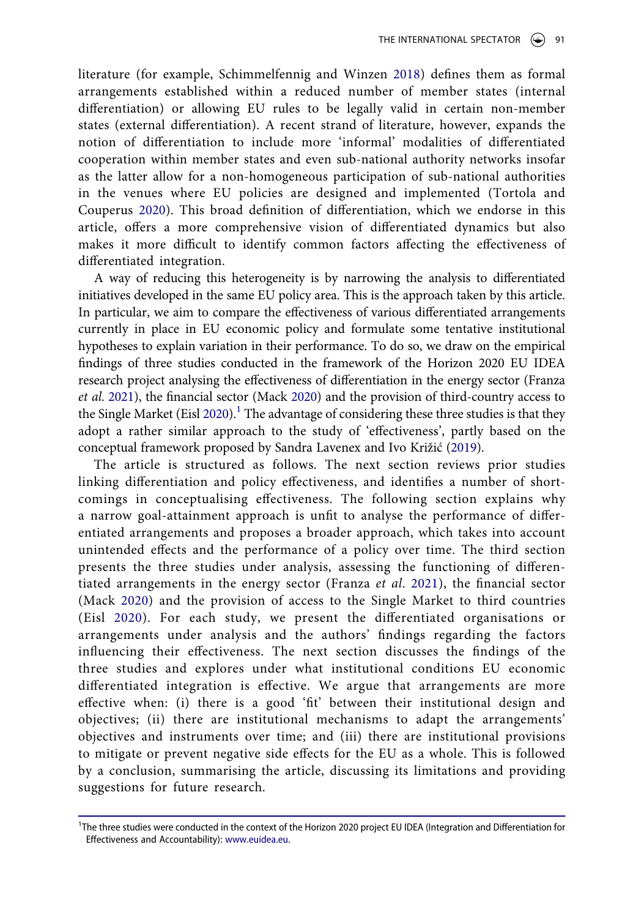literature (for example, Schimmelfennig and Winzen 2018) defines them as formal arrangements established within a reduced number of member states (internal differentiation) or allowing EU rules to be legally valid in certain non-member states (external differentiation). A recent strand of literature, however, expands the notion of differentiation to include more 'informal' modalities of differentiated cooperation within member states and even sub-national authority networks insofar as the latter allow for a non-homogeneous participation of sub-national authorities in the venues where EU policies are designed and implemented (Tortola and Couperus 2020). This broad definition of differentiation, which we endorse in this article, offers a more comprehensive vision of differentiated dynamics but also makes it more difficult to identify common factors affecting the effectiveness of differentiated integration.

A way of reducing this heterogeneity is by narrowing the analysis to differentiated initiatives developed in the same EU policy area. This is the approach taken by this article. In particular, we aim to compare the effectiveness of various differentiated arrangements currently in place in EU economic policy and formulate some tentative institutional hypotheses to explain variation in their performance. To do so, we draw on the empirical findings of three studies conducted in the framework of the Horizon 2020 EU IDEA research project analysing the effectiveness of differentiation in the energy sector (Franza *et al.* 2021), the financial sector (Mack 2020) and the provision of third-country access to the Single Market (Eisl 2020).[1] The advantage of considering these three studies is that they adopt a rather similar approach to the study of 'effectiveness', partly based on the conceptual framework proposed by Sandra Lavenex and Ivo Križić (2019).

The article is structured as follows. The next section reviews prior studies linking differentiation and policy effectiveness, and identifies a number of shortcomings in conceptualising effectiveness. The following section explains why a narrow goal-attainment approach is unfit to analyse the performance of differentiated arrangements and proposes a broader approach, which takes into account unintended effects and the performance of a policy over time. The third section presents the three studies under analysis, assessing the functioning of differentiated arrangements in the energy sector (Franza *et al.* 2021), the financial sector (Mack 2020) and the provision of access to the Single Market to third countries (Eisl 2020). For each study, we present the differentiated organisations or arrangements under analysis and the authors' findings regarding the factors influencing their effectiveness. The next section discusses the findings of the three studies and explores under what institutional conditions EU economic differentiated integration is effective. We argue that arrangements are more effective when: (i) there is a good 'fit' between their institutional design and objectives; (ii) there are institutional mechanisms to adapt the arrangements' objectives and instruments over time; and (iii) there are institutional provisions to mitigate or prevent negative side effects for the EU as a whole. This is followed by a conclusion, summarising the article, discussing its limitations and providing suggestions for future research.

---

[1] The three studies were conducted in the context of the Horizon 2020 project EU IDEA (Integration and Differentiation for Effectiveness and Accountability): www.euidea.eu.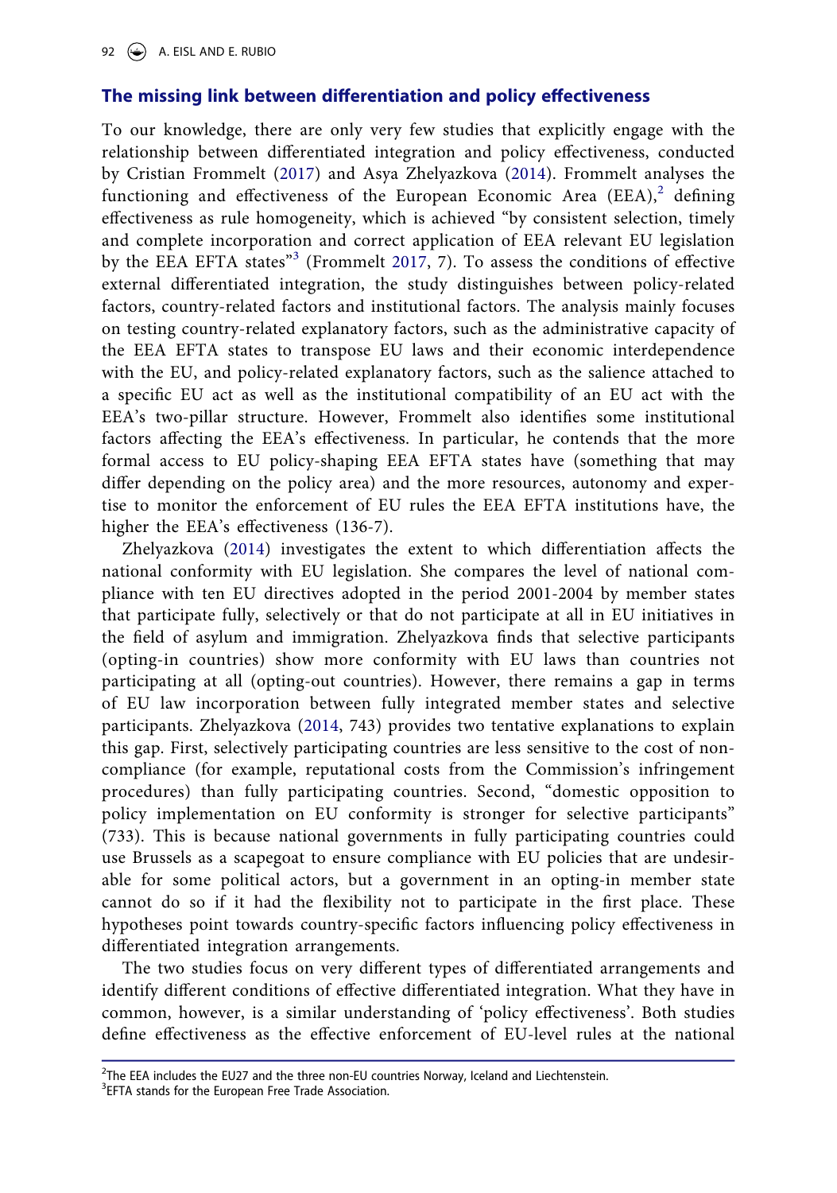## The missing link between differentiation and policy effectiveness

To our knowledge, there are only very few studies that explicitly engage with the relationship between differentiated integration and policy effectiveness, conducted by Cristian Frommelt (2017) and Asya Zhelyazkova (2014). Frommelt analyses the functioning and effectiveness of the European Economic Area (EEA),[2] defining effectiveness as rule homogeneity, which is achieved "by consistent selection, timely and complete incorporation and correct application of EEA relevant EU legislation by the EEA EFTA states"[3] (Frommelt 2017, 7). To assess the conditions of effective external differentiated integration, the study distinguishes between policy-related factors, country-related factors and institutional factors. The analysis mainly focuses on testing country-related explanatory factors, such as the administrative capacity of the EEA EFTA states to transpose EU laws and their economic interdependence with the EU, and policy-related explanatory factors, such as the salience attached to a specific EU act as well as the institutional compatibility of an EU act with the EEA's two-pillar structure. However, Frommelt also identifies some institutional factors affecting the EEA's effectiveness. In particular, he contends that the more formal access to EU policy-shaping EEA EFTA states have (something that may differ depending on the policy area) and the more resources, autonomy and expertise to monitor the enforcement of EU rules the EEA EFTA institutions have, the higher the EEA's effectiveness (136-7).

Zhelyazkova (2014) investigates the extent to which differentiation affects the national conformity with EU legislation. She compares the level of national compliance with ten EU directives adopted in the period 2001-2004 by member states that participate fully, selectively or that do not participate at all in EU initiatives in the field of asylum and immigration. Zhelyazkova finds that selective participants (opting-in countries) show more conformity with EU laws than countries not participating at all (opting-out countries). However, there remains a gap in terms of EU law incorporation between fully integrated member states and selective participants. Zhelyazkova (2014, 743) provides two tentative explanations to explain this gap. First, selectively participating countries are less sensitive to the cost of non-compliance (for example, reputational costs from the Commission's infringement procedures) than fully participating countries. Second, "domestic opposition to policy implementation on EU conformity is stronger for selective participants" (733). This is because national governments in fully participating countries could use Brussels as a scapegoat to ensure compliance with EU policies that are undesirable for some political actors, but a government in an opting-in member state cannot do so if it had the flexibility not to participate in the first place. These hypotheses point towards country-specific factors influencing policy effectiveness in differentiated integration arrangements.

The two studies focus on very different types of differentiated arrangements and identify different conditions of effective differentiated integration. What they have in common, however, is a similar understanding of 'policy effectiveness'. Both studies define effectiveness as the effective enforcement of EU-level rules at the national

[2]The EEA includes the EU27 and the three non-EU countries Norway, Iceland and Liechtenstein.

[3]EFTA stands for the European Free Trade Association.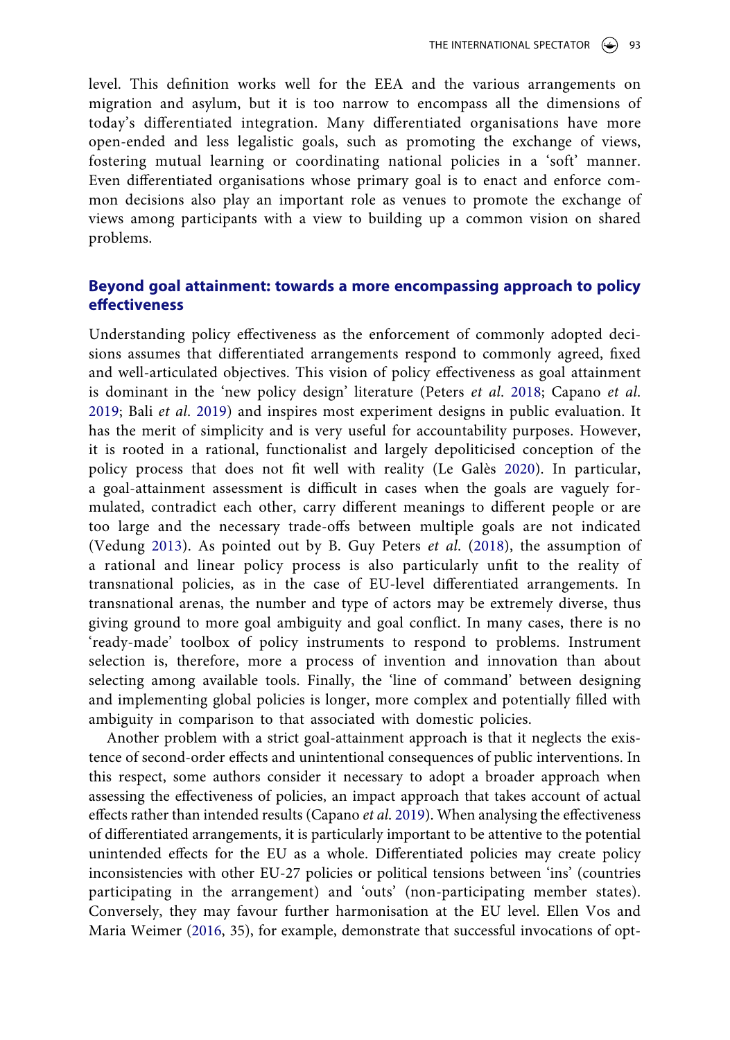level. This definition works well for the EEA and the various arrangements on migration and asylum, but it is too narrow to encompass all the dimensions of today's differentiated integration. Many differentiated organisations have more open-ended and less legalistic goals, such as promoting the exchange of views, fostering mutual learning or coordinating national policies in a 'soft' manner. Even differentiated organisations whose primary goal is to enact and enforce common decisions also play an important role as venues to promote the exchange of views among participants with a view to building up a common vision on shared problems.

## Beyond goal attainment: towards a more encompassing approach to policy effectiveness

Understanding policy effectiveness as the enforcement of commonly adopted decisions assumes that differentiated arrangements respond to commonly agreed, fixed and well-articulated objectives. This vision of policy effectiveness as goal attainment is dominant in the 'new policy design' literature (Peters *et al.* 2018; Capano *et al.* 2019; Bali *et al.* 2019) and inspires most experiment designs in public evaluation. It has the merit of simplicity and is very useful for accountability purposes. However, it is rooted in a rational, functionalist and largely depoliticised conception of the policy process that does not fit well with reality (Le Galès 2020). In particular, a goal-attainment assessment is difficult in cases when the goals are vaguely formulated, contradict each other, carry different meanings to different people or are too large and the necessary trade-offs between multiple goals are not indicated (Vedung 2013). As pointed out by B. Guy Peters *et al.* (2018), the assumption of a rational and linear policy process is also particularly unfit to the reality of transnational policies, as in the case of EU-level differentiated arrangements. In transnational arenas, the number and type of actors may be extremely diverse, thus giving ground to more goal ambiguity and goal conflict. In many cases, there is no 'ready-made' toolbox of policy instruments to respond to problems. Instrument selection is, therefore, more a process of invention and innovation than about selecting among available tools. Finally, the 'line of command' between designing and implementing global policies is longer, more complex and potentially filled with ambiguity in comparison to that associated with domestic policies.

Another problem with a strict goal-attainment approach is that it neglects the existence of second-order effects and unintentional consequences of public interventions. In this respect, some authors consider it necessary to adopt a broader approach when assessing the effectiveness of policies, an impact approach that takes account of actual effects rather than intended results (Capano *et al.* 2019). When analysing the effectiveness of differentiated arrangements, it is particularly important to be attentive to the potential unintended effects for the EU as a whole. Differentiated policies may create policy inconsistencies with other EU-27 policies or political tensions between 'ins' (countries participating in the arrangement) and 'outs' (non-participating member states). Conversely, they may favour further harmonisation at the EU level. Ellen Vos and Maria Weimer (2016, 35), for example, demonstrate that successful invocations of opt-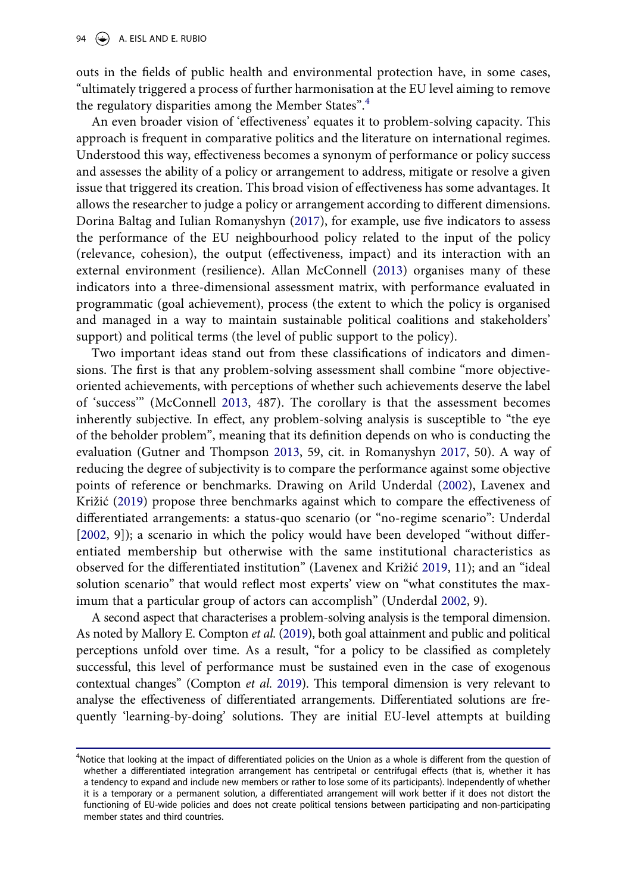outs in the fields of public health and environmental protection have, in some cases, "ultimately triggered a process of further harmonisation at the EU level aiming to remove the regulatory disparities among the Member States".[4]

An even broader vision of 'effectiveness' equates it to problem-solving capacity. This approach is frequent in comparative politics and the literature on international regimes. Understood this way, effectiveness becomes a synonym of performance or policy success and assesses the ability of a policy or arrangement to address, mitigate or resolve a given issue that triggered its creation. This broad vision of effectiveness has some advantages. It allows the researcher to judge a policy or arrangement according to different dimensions. Dorina Baltag and Iulian Romanyshyn (2017), for example, use five indicators to assess the performance of the EU neighbourhood policy related to the input of the policy (relevance, cohesion), the output (effectiveness, impact) and its interaction with an external environment (resilience). Allan McConnell (2013) organises many of these indicators into a three-dimensional assessment matrix, with performance evaluated in programmatic (goal achievement), process (the extent to which the policy is organised and managed in a way to maintain sustainable political coalitions and stakeholders' support) and political terms (the level of public support to the policy).

Two important ideas stand out from these classifications of indicators and dimensions. The first is that any problem-solving assessment shall combine "more objective-oriented achievements, with perceptions of whether such achievements deserve the label of 'success'" (McConnell 2013, 487). The corollary is that the assessment becomes inherently subjective. In effect, any problem-solving analysis is susceptible to "the eye of the beholder problem", meaning that its definition depends on who is conducting the evaluation (Gutner and Thompson 2013, 59, cit. in Romanyshyn 2017, 50). A way of reducing the degree of subjectivity is to compare the performance against some objective points of reference or benchmarks. Drawing on Arild Underdal (2002), Lavenex and Križić (2019) propose three benchmarks against which to compare the effectiveness of differentiated arrangements: a status-quo scenario (or "no-regime scenario": Underdal [2002, 9]); a scenario in which the policy would have been developed "without differentiated membership but otherwise with the same institutional characteristics as observed for the differentiated institution" (Lavenex and Križić 2019, 11); and an "ideal solution scenario" that would reflect most experts' view on "what constitutes the maximum that a particular group of actors can accomplish" (Underdal 2002, 9).

A second aspect that characterises a problem-solving analysis is the temporal dimension. As noted by Mallory E. Compton *et al.* (2019), both goal attainment and public and political perceptions unfold over time. As a result, "for a policy to be classified as completely successful, this level of performance must be sustained even in the case of exogenous contextual changes" (Compton *et al.* 2019). This temporal dimension is very relevant to analyse the effectiveness of differentiated arrangements. Differentiated solutions are frequently 'learning-by-doing' solutions. They are initial EU-level attempts at building

[4]Notice that looking at the impact of differentiated policies on the Union as a whole is different from the question of whether a differentiated integration arrangement has centripetal or centrifugal effects (that is, whether it has a tendency to expand and include new members or rather to lose some of its participants). Independently of whether it is a temporary or a permanent solution, a differentiated arrangement will work better if it does not distort the functioning of EU-wide policies and does not create political tensions between participating and non-participating member states and third countries.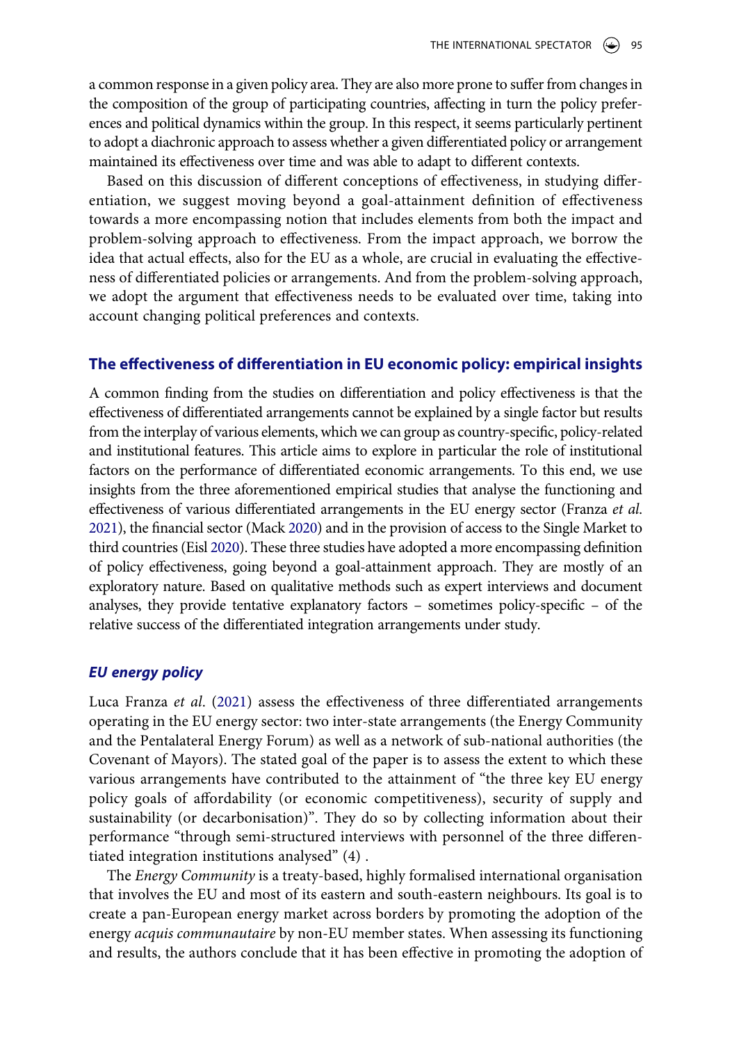a common response in a given policy area. They are also more prone to suffer from changes in the composition of the group of participating countries, affecting in turn the policy preferences and political dynamics within the group. In this respect, it seems particularly pertinent to adopt a diachronic approach to assess whether a given differentiated policy or arrangement maintained its effectiveness over time and was able to adapt to different contexts.

Based on this discussion of different conceptions of effectiveness, in studying differentiation, we suggest moving beyond a goal-attainment definition of effectiveness towards a more encompassing notion that includes elements from both the impact and problem-solving approach to effectiveness. From the impact approach, we borrow the idea that actual effects, also for the EU as a whole, are crucial in evaluating the effectiveness of differentiated policies or arrangements. And from the problem-solving approach, we adopt the argument that effectiveness needs to be evaluated over time, taking into account changing political preferences and contexts.

## The effectiveness of differentiation in EU economic policy: empirical insights

A common finding from the studies on differentiation and policy effectiveness is that the effectiveness of differentiated arrangements cannot be explained by a single factor but results from the interplay of various elements, which we can group as country-specific, policy-related and institutional features. This article aims to explore in particular the role of institutional factors on the performance of differentiated economic arrangements. To this end, we use insights from the three aforementioned empirical studies that analyse the functioning and effectiveness of various differentiated arrangements in the EU energy sector (Franza *et al.* 2021), the financial sector (Mack 2020) and in the provision of access to the Single Market to third countries (Eisl 2020). These three studies have adopted a more encompassing definition of policy effectiveness, going beyond a goal-attainment approach. They are mostly of an exploratory nature. Based on qualitative methods such as expert interviews and document analyses, they provide tentative explanatory factors – sometimes policy-specific – of the relative success of the differentiated integration arrangements under study.

### *EU energy policy*

Luca Franza *et al*. (2021) assess the effectiveness of three differentiated arrangements operating in the EU energy sector: two inter-state arrangements (the Energy Community and the Pentalateral Energy Forum) as well as a network of sub-national authorities (the Covenant of Mayors). The stated goal of the paper is to assess the extent to which these various arrangements have contributed to the attainment of "the three key EU energy policy goals of affordability (or economic competitiveness), security of supply and sustainability (or decarbonisation)". They do so by collecting information about their performance "through semi-structured interviews with personnel of the three differentiated integration institutions analysed" (4) .

The *Energy Community* is a treaty-based, highly formalised international organisation that involves the EU and most of its eastern and south-eastern neighbours. Its goal is to create a pan-European energy market across borders by promoting the adoption of the energy *acquis communautaire* by non-EU member states. When assessing its functioning and results, the authors conclude that it has been effective in promoting the adoption of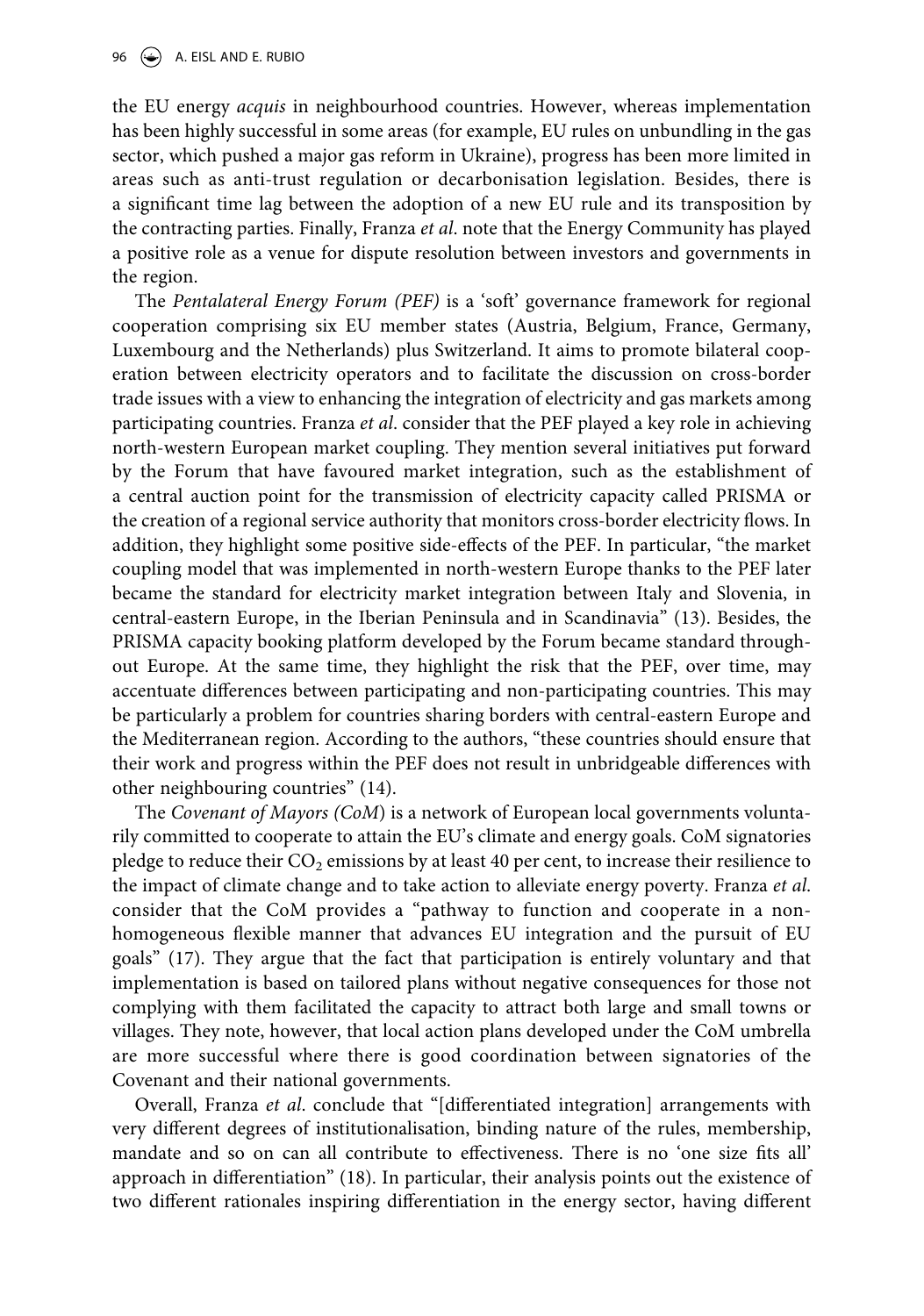the EU energy *acquis* in neighbourhood countries. However, whereas implementation has been highly successful in some areas (for example, EU rules on unbundling in the gas sector, which pushed a major gas reform in Ukraine), progress has been more limited in areas such as anti-trust regulation or decarbonisation legislation. Besides, there is a significant time lag between the adoption of a new EU rule and its transposition by the contracting parties. Finally, Franza *et al*. note that the Energy Community has played a positive role as a venue for dispute resolution between investors and governments in the region.

The *Pentalateral Energy Forum (PEF)* is a 'soft' governance framework for regional cooperation comprising six EU member states (Austria, Belgium, France, Germany, Luxembourg and the Netherlands) plus Switzerland. It aims to promote bilateral cooperation between electricity operators and to facilitate the discussion on cross-border trade issues with a view to enhancing the integration of electricity and gas markets among participating countries. Franza *et al*. consider that the PEF played a key role in achieving north-western European market coupling. They mention several initiatives put forward by the Forum that have favoured market integration, such as the establishment of a central auction point for the transmission of electricity capacity called PRISMA or the creation of a regional service authority that monitors cross-border electricity flows. In addition, they highlight some positive side-effects of the PEF. In particular, "the market coupling model that was implemented in north-western Europe thanks to the PEF later became the standard for electricity market integration between Italy and Slovenia, in central-eastern Europe, in the Iberian Peninsula and in Scandinavia" (13). Besides, the PRISMA capacity booking platform developed by the Forum became standard throughout Europe. At the same time, they highlight the risk that the PEF, over time, may accentuate differences between participating and non-participating countries. This may be particularly a problem for countries sharing borders with central-eastern Europe and the Mediterranean region. According to the authors, "these countries should ensure that their work and progress within the PEF does not result in unbridgeable differences with other neighbouring countries" (14).

The *Covenant of Mayors (CoM)* is a network of European local governments voluntarily committed to cooperate to attain the EU's climate and energy goals. CoM signatories pledge to reduce their $CO_2$ emissions by at least 40 per cent, to increase their resilience to the impact of climate change and to take action to alleviate energy poverty. Franza *et al*. consider that the CoM provides a "pathway to function and cooperate in a non-homogeneous flexible manner that advances EU integration and the pursuit of EU goals" (17). They argue that the fact that participation is entirely voluntary and that implementation is based on tailored plans without negative consequences for those not complying with them facilitated the capacity to attract both large and small towns or villages. They note, however, that local action plans developed under the CoM umbrella are more successful where there is good coordination between signatories of the Covenant and their national governments.

Overall, Franza *et al*. conclude that "[differentiated integration] arrangements with very different degrees of institutionalisation, binding nature of the rules, membership, mandate and so on can all contribute to effectiveness. There is no 'one size fits all' approach in differentiation" (18). In particular, their analysis points out the existence of two different rationales inspiring differentiation in the energy sector, having different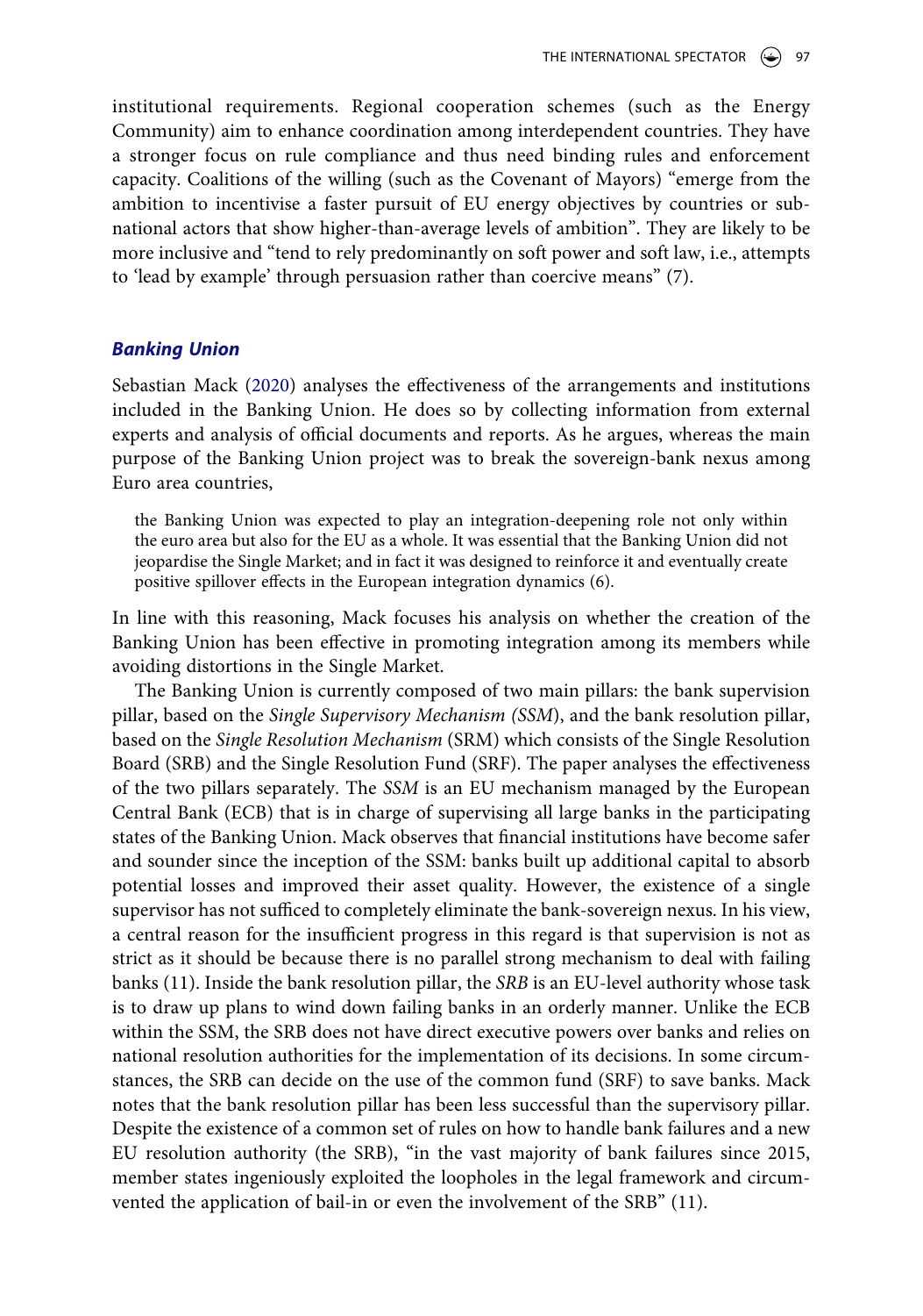institutional requirements. Regional cooperation schemes (such as the Energy Community) aim to enhance coordination among interdependent countries. They have a stronger focus on rule compliance and thus need binding rules and enforcement capacity. Coalitions of the willing (such as the Covenant of Mayors) "emerge from the ambition to incentivise a faster pursuit of EU energy objectives by countries or sub-national actors that show higher-than-average levels of ambition". They are likely to be more inclusive and "tend to rely predominantly on soft power and soft law, i.e., attempts to 'lead by example' through persuasion rather than coercive means" (7).

### *Banking Union*

Sebastian Mack (2020) analyses the effectiveness of the arrangements and institutions included in the Banking Union. He does so by collecting information from external experts and analysis of official documents and reports. As he argues, whereas the main purpose of the Banking Union project was to break the sovereign-bank nexus among Euro area countries,

> the Banking Union was expected to play an integration-deepening role not only within the euro area but also for the EU as a whole. It was essential that the Banking Union did not jeopardise the Single Market; and in fact it was designed to reinforce it and eventually create positive spillover effects in the European integration dynamics (6).

In line with this reasoning, Mack focuses his analysis on whether the creation of the Banking Union has been effective in promoting integration among its members while avoiding distortions in the Single Market.

The Banking Union is currently composed of two main pillars: the bank supervision pillar, based on the *Single Supervisory Mechanism (SSM*), and the bank resolution pillar, based on the *Single Resolution Mechanism* (SRM) which consists of the Single Resolution Board (SRB) and the Single Resolution Fund (SRF). The paper analyses the effectiveness of the two pillars separately. The *SSM* is an EU mechanism managed by the European Central Bank (ECB) that is in charge of supervising all large banks in the participating states of the Banking Union. Mack observes that financial institutions have become safer and sounder since the inception of the SSM: banks built up additional capital to absorb potential losses and improved their asset quality. However, the existence of a single supervisor has not sufficed to completely eliminate the bank-sovereign nexus. In his view, a central reason for the insufficient progress in this regard is that supervision is not as strict as it should be because there is no parallel strong mechanism to deal with failing banks (11). Inside the bank resolution pillar, the *SRB* is an EU-level authority whose task is to draw up plans to wind down failing banks in an orderly manner. Unlike the ECB within the SSM, the SRB does not have direct executive powers over banks and relies on national resolution authorities for the implementation of its decisions. In some circumstances, the SRB can decide on the use of the common fund (SRF) to save banks. Mack notes that the bank resolution pillar has been less successful than the supervisory pillar. Despite the existence of a common set of rules on how to handle bank failures and a new EU resolution authority (the SRB), "in the vast majority of bank failures since 2015, member states ingeniously exploited the loopholes in the legal framework and circumvented the application of bail-in or even the involvement of the SRB" (11).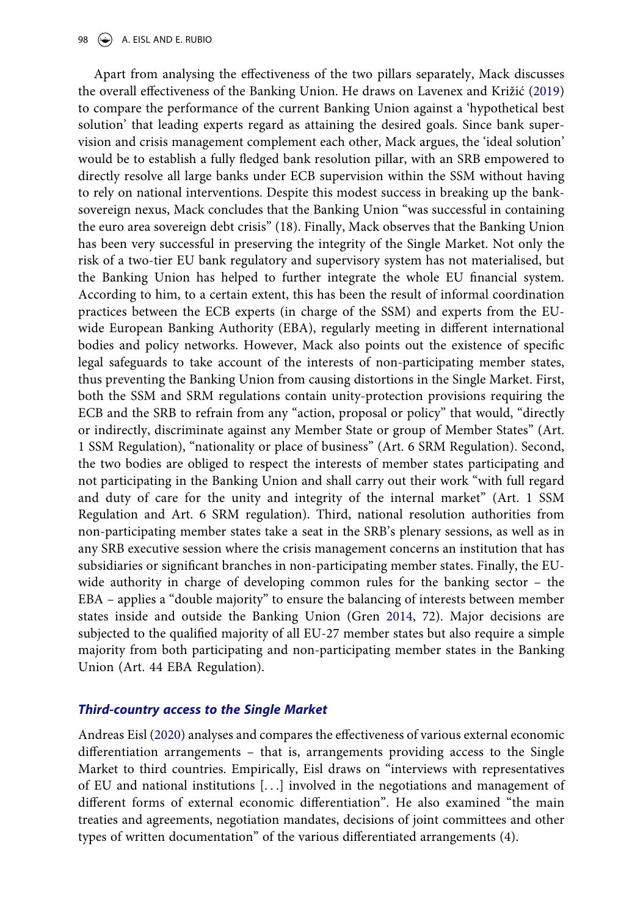Apart from analysing the effectiveness of the two pillars separately, Mack discusses the overall effectiveness of the Banking Union. He draws on Lavenex and Križić (2019) to compare the performance of the current Banking Union against a 'hypothetical best solution' that leading experts regard as attaining the desired goals. Since bank supervision and crisis management complement each other, Mack argues, the 'ideal solution' would be to establish a fully fledged bank resolution pillar, with an SRB empowered to directly resolve all large banks under ECB supervision within the SSM without having to rely on national interventions. Despite this modest success in breaking up the bank-sovereign nexus, Mack concludes that the Banking Union "was successful in containing the euro area sovereign debt crisis" (18). Finally, Mack observes that the Banking Union has been very successful in preserving the integrity of the Single Market. Not only the risk of a two-tier EU bank regulatory and supervisory system has not materialised, but the Banking Union has helped to further integrate the whole EU financial system. According to him, to a certain extent, this has been the result of informal coordination practices between the ECB experts (in charge of the SSM) and experts from the EU-wide European Banking Authority (EBA), regularly meeting in different international bodies and policy networks. However, Mack also points out the existence of specific legal safeguards to take account of the interests of non-participating member states, thus preventing the Banking Union from causing distortions in the Single Market. First, both the SSM and SRM regulations contain unity-protection provisions requiring the ECB and the SRB to refrain from any "action, proposal or policy" that would, "directly or indirectly, discriminate against any Member State or group of Member States" (Art. 1 SSM Regulation), "nationality or place of business" (Art. 6 SRM Regulation). Second, the two bodies are obliged to respect the interests of member states participating and not participating in the Banking Union and shall carry out their work "with full regard and duty of care for the unity and integrity of the internal market" (Art. 1 SSM Regulation and Art. 6 SRM regulation). Third, national resolution authorities from non-participating member states take a seat in the SRB's plenary sessions, as well as in any SRB executive session where the crisis management concerns an institution that has subsidiaries or significant branches in non-participating member states. Finally, the EU-wide authority in charge of developing common rules for the banking sector – the EBA – applies a "double majority" to ensure the balancing of interests between member states inside and outside the Banking Union (Gren 2014, 72). Major decisions are subjected to the qualified majority of all EU-27 member states but also require a simple majority from both participating and non-participating member states in the Banking Union (Art. 44 EBA Regulation).

### *Third-country access to the Single Market*

Andreas Eisl (2020) analyses and compares the effectiveness of various external economic differentiation arrangements – that is, arrangements providing access to the Single Market to third countries. Empirically, Eisl draws on "interviews with representatives of EU and national institutions [...] involved in the negotiations and management of different forms of external economic differentiation". He also examined "the main treaties and agreements, negotiation mandates, decisions of joint committees and other types of written documentation" of the various differentiated arrangements (4).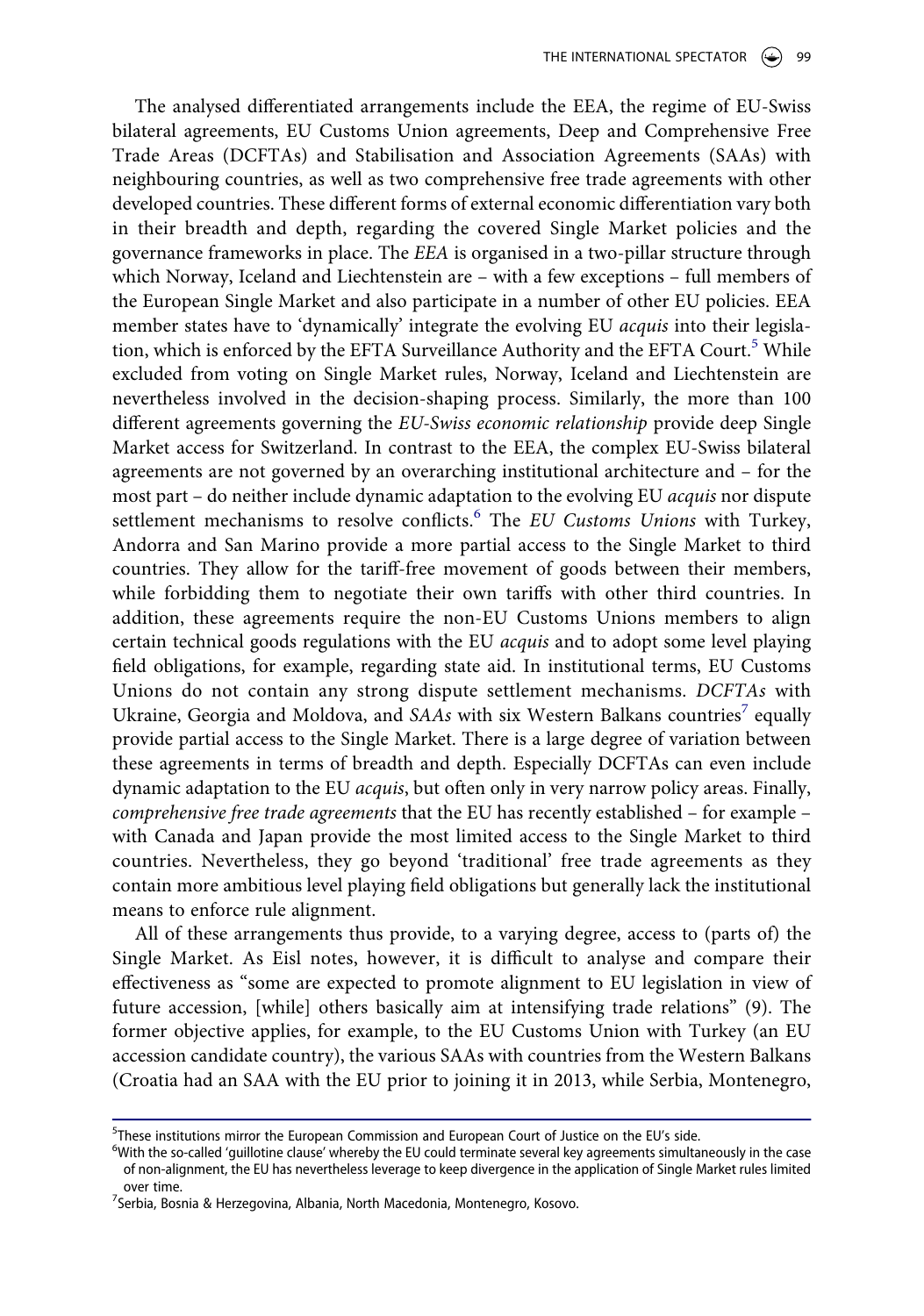The analysed differentiated arrangements include the EEA, the regime of EU-Swiss bilateral agreements, EU Customs Union agreements, Deep and Comprehensive Free Trade Areas (DCFTAs) and Stabilisation and Association Agreements (SAAs) with neighbouring countries, as well as two comprehensive free trade agreements with other developed countries. These different forms of external economic differentiation vary both in their breadth and depth, regarding the covered Single Market policies and the governance frameworks in place. The *EEA* is organised in a two-pillar structure through which Norway, Iceland and Liechtenstein are – with a few exceptions – full members of the European Single Market and also participate in a number of other EU policies. EEA member states have to 'dynamically' integrate the evolving EU *acquis* into their legislation, which is enforced by the EFTA Surveillance Authority and the EFTA Court.[5] While excluded from voting on Single Market rules, Norway, Iceland and Liechtenstein are nevertheless involved in the decision-shaping process. Similarly, the more than 100 different agreements governing the *EU-Swiss economic relationship* provide deep Single Market access for Switzerland. In contrast to the EEA, the complex EU-Swiss bilateral agreements are not governed by an overarching institutional architecture and – for the most part – do neither include dynamic adaptation to the evolving EU *acquis* nor dispute settlement mechanisms to resolve conflicts.[6] The *EU Customs Unions* with Turkey, Andorra and San Marino provide a more partial access to the Single Market to third countries. They allow for the tariff-free movement of goods between their members, while forbidding them to negotiate their own tariffs with other third countries. In addition, these agreements require the non-EU Customs Unions members to align certain technical goods regulations with the EU *acquis* and to adopt some level playing field obligations, for example, regarding state aid. In institutional terms, EU Customs Unions do not contain any strong dispute settlement mechanisms. *DCFTAs* with Ukraine, Georgia and Moldova, and *SAAs* with six Western Balkans countries[7] equally provide partial access to the Single Market. There is a large degree of variation between these agreements in terms of breadth and depth. Especially DCFTAs can even include dynamic adaptation to the EU *acquis*, but often only in very narrow policy areas. Finally, *comprehensive free trade agreements* that the EU has recently established – for example – with Canada and Japan provide the most limited access to the Single Market to third countries. Nevertheless, they go beyond 'traditional' free trade agreements as they contain more ambitious level playing field obligations but generally lack the institutional means to enforce rule alignment.

All of these arrangements thus provide, to a varying degree, access to (parts of) the Single Market. As Eisl notes, however, it is difficult to analyse and compare their effectiveness as "some are expected to promote alignment to EU legislation in view of future accession, [while] others basically aim at intensifying trade relations" (9). The former objective applies, for example, to the EU Customs Union with Turkey (an EU accession candidate country), the various SAAs with countries from the Western Balkans (Croatia had an SAA with the EU prior to joining it in 2013, while Serbia, Montenegro,

[5] These institutions mirror the European Commission and European Court of Justice on the EU's side.

[6] With the so-called 'guillotine clause' whereby the EU could terminate several key agreements simultaneously in the case of non-alignment, the EU has nevertheless leverage to keep divergence in the application of Single Market rules limited over time.

[7] Serbia, Bosnia & Herzegovina, Albania, North Macedonia, Montenegro, Kosovo.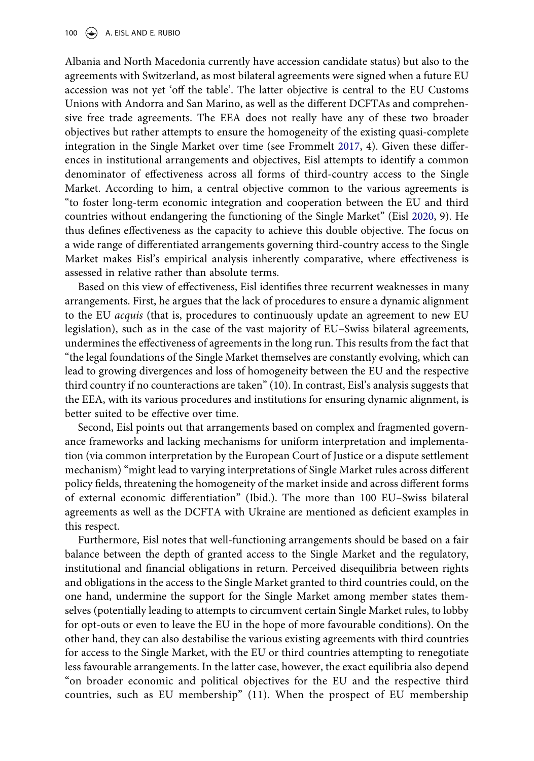Albania and North Macedonia currently have accession candidate status) but also to the agreements with Switzerland, as most bilateral agreements were signed when a future EU accession was not yet 'off the table'. The latter objective is central to the EU Customs Unions with Andorra and San Marino, as well as the different DCFTAs and comprehensive free trade agreements. The EEA does not really have any of these two broader objectives but rather attempts to ensure the homogeneity of the existing quasi-complete integration in the Single Market over time (see Frommelt 2017, 4). Given these differences in institutional arrangements and objectives, Eisl attempts to identify a common denominator of effectiveness across all forms of third-country access to the Single Market. According to him, a central objective common to the various agreements is "to foster long-term economic integration and cooperation between the EU and third countries without endangering the functioning of the Single Market" (Eisl 2020, 9). He thus defines effectiveness as the capacity to achieve this double objective. The focus on a wide range of differentiated arrangements governing third-country access to the Single Market makes Eisl's empirical analysis inherently comparative, where effectiveness is assessed in relative rather than absolute terms.

Based on this view of effectiveness, Eisl identifies three recurrent weaknesses in many arrangements. First, he argues that the lack of procedures to ensure a dynamic alignment to the EU *acquis* (that is, procedures to continuously update an agreement to new EU legislation), such as in the case of the vast majority of EU–Swiss bilateral agreements, undermines the effectiveness of agreements in the long run. This results from the fact that "the legal foundations of the Single Market themselves are constantly evolving, which can lead to growing divergences and loss of homogeneity between the EU and the respective third country if no counteractions are taken" (10). In contrast, Eisl's analysis suggests that the EEA, with its various procedures and institutions for ensuring dynamic alignment, is better suited to be effective over time.

Second, Eisl points out that arrangements based on complex and fragmented governance frameworks and lacking mechanisms for uniform interpretation and implementation (via common interpretation by the European Court of Justice or a dispute settlement mechanism) "might lead to varying interpretations of Single Market rules across different policy fields, threatening the homogeneity of the market inside and across different forms of external economic differentiation" (Ibid.). The more than 100 EU–Swiss bilateral agreements as well as the DCFTA with Ukraine are mentioned as deficient examples in this respect.

Furthermore, Eisl notes that well-functioning arrangements should be based on a fair balance between the depth of granted access to the Single Market and the regulatory, institutional and financial obligations in return. Perceived disequilibria between rights and obligations in the access to the Single Market granted to third countries could, on the one hand, undermine the support for the Single Market among member states themselves (potentially leading to attempts to circumvent certain Single Market rules, to lobby for opt-outs or even to leave the EU in the hope of more favourable conditions). On the other hand, they can also destabilise the various existing agreements with third countries for access to the Single Market, with the EU or third countries attempting to renegotiate less favourable arrangements. In the latter case, however, the exact equilibria also depend "on broader economic and political objectives for the EU and the respective third countries, such as EU membership" (11). When the prospect of EU membership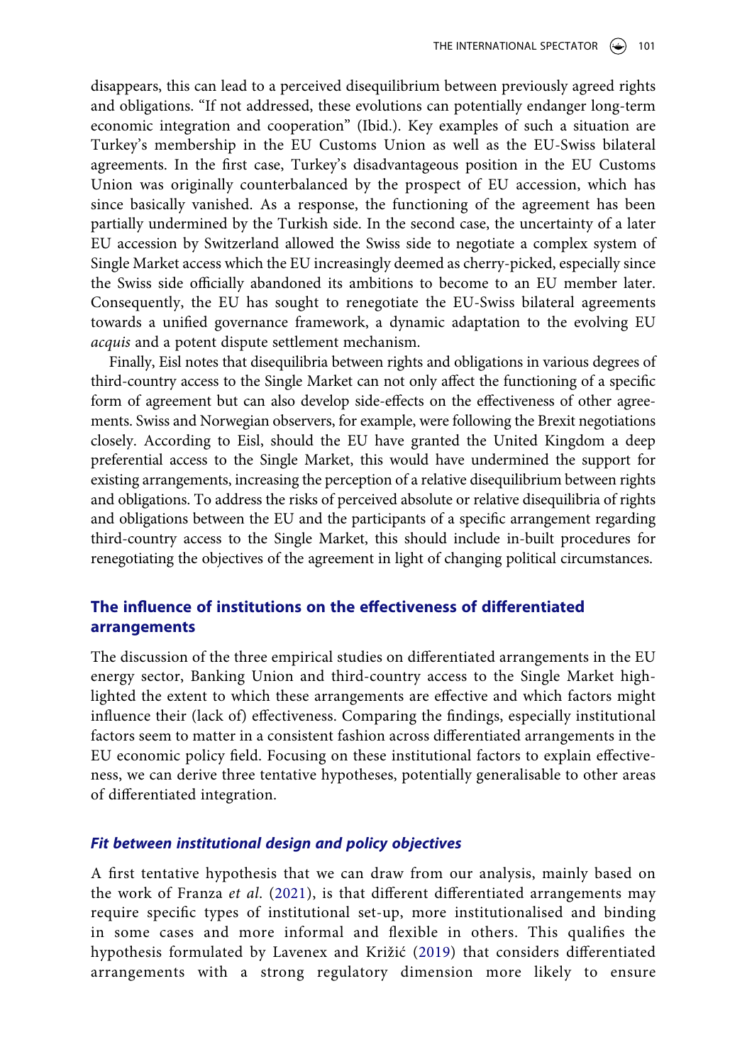disappears, this can lead to a perceived disequilibrium between previously agreed rights and obligations. "If not addressed, these evolutions can potentially endanger long-term economic integration and cooperation" (Ibid.). Key examples of such a situation are Turkey's membership in the EU Customs Union as well as the EU-Swiss bilateral agreements. In the first case, Turkey's disadvantageous position in the EU Customs Union was originally counterbalanced by the prospect of EU accession, which has since basically vanished. As a response, the functioning of the agreement has been partially undermined by the Turkish side. In the second case, the uncertainty of a later EU accession by Switzerland allowed the Swiss side to negotiate a complex system of Single Market access which the EU increasingly deemed as cherry-picked, especially since the Swiss side officially abandoned its ambitions to become to an EU member later. Consequently, the EU has sought to renegotiate the EU-Swiss bilateral agreements towards a unified governance framework, a dynamic adaptation to the evolving EU *acquis* and a potent dispute settlement mechanism.

Finally, Eisl notes that disequilibria between rights and obligations in various degrees of third-country access to the Single Market can not only affect the functioning of a specific form of agreement but can also develop side-effects on the effectiveness of other agreements. Swiss and Norwegian observers, for example, were following the Brexit negotiations closely. According to Eisl, should the EU have granted the United Kingdom a deep preferential access to the Single Market, this would have undermined the support for existing arrangements, increasing the perception of a relative disequilibrium between rights and obligations. To address the risks of perceived absolute or relative disequilibria of rights and obligations between the EU and the participants of a specific arrangement regarding third-country access to the Single Market, this should include in-built procedures for renegotiating the objectives of the agreement in light of changing political circumstances.

## The influence of institutions on the effectiveness of differentiated arrangements

The discussion of the three empirical studies on differentiated arrangements in the EU energy sector, Banking Union and third-country access to the Single Market highlighted the extent to which these arrangements are effective and which factors might influence their (lack of) effectiveness. Comparing the findings, especially institutional factors seem to matter in a consistent fashion across differentiated arrangements in the EU economic policy field. Focusing on these institutional factors to explain effectiveness, we can derive three tentative hypotheses, potentially generalisable to other areas of differentiated integration.

### *Fit between institutional design and policy objectives*

A first tentative hypothesis that we can draw from our analysis, mainly based on the work of Franza *et al*. (2021), is that different differentiated arrangements may require specific types of institutional set-up, more institutionalised and binding in some cases and more informal and flexible in others. This qualifies the hypothesis formulated by Lavenex and Križić (2019) that considers differentiated arrangements with a strong regulatory dimension more likely to ensure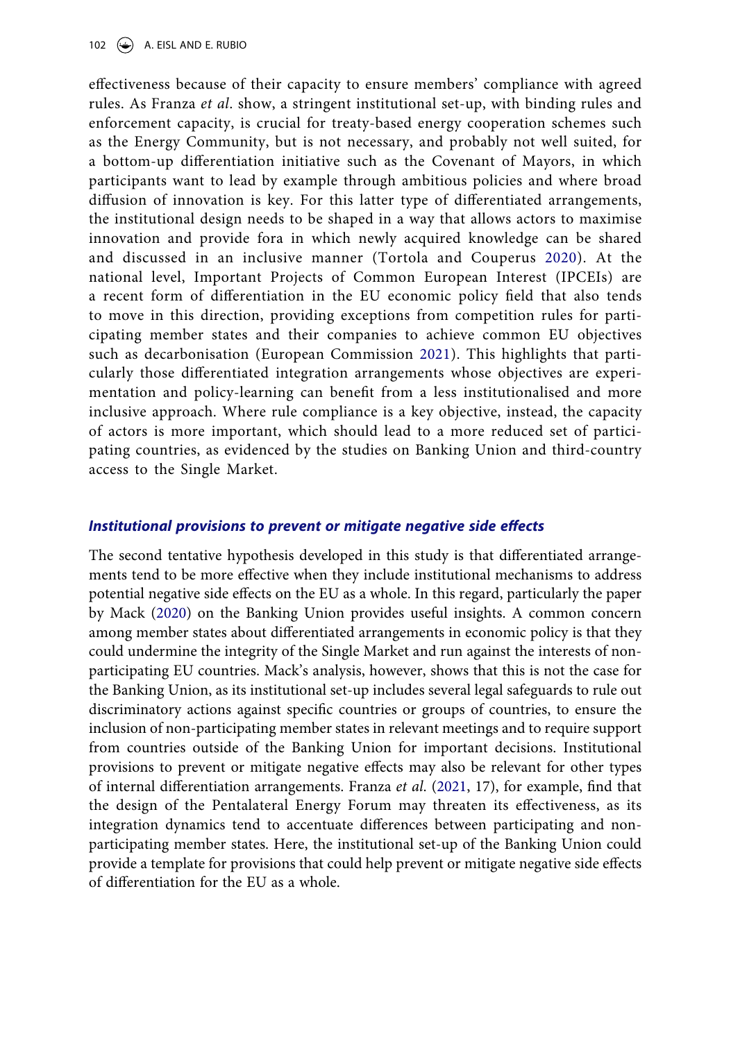effectiveness because of their capacity to ensure members' compliance with agreed rules. As Franza *et al*. show, a stringent institutional set-up, with binding rules and enforcement capacity, is crucial for treaty-based energy cooperation schemes such as the Energy Community, but is not necessary, and probably not well suited, for a bottom-up differentiation initiative such as the Covenant of Mayors, in which participants want to lead by example through ambitious policies and where broad diffusion of innovation is key. For this latter type of differentiated arrangements, the institutional design needs to be shaped in a way that allows actors to maximise innovation and provide fora in which newly acquired knowledge can be shared and discussed in an inclusive manner (Tortola and Couperus 2020). At the national level, Important Projects of Common European Interest (IPCEIs) are a recent form of differentiation in the EU economic policy field that also tends to move in this direction, providing exceptions from competition rules for participating member states and their companies to achieve common EU objectives such as decarbonisation (European Commission 2021). This highlights that particularly those differentiated integration arrangements whose objectives are experimentation and policy-learning can benefit from a less institutionalised and more inclusive approach. Where rule compliance is a key objective, instead, the capacity of actors is more important, which should lead to a more reduced set of participating countries, as evidenced by the studies on Banking Union and third-country access to the Single Market.

### *Institutional provisions to prevent or mitigate negative side effects*

The second tentative hypothesis developed in this study is that differentiated arrangements tend to be more effective when they include institutional mechanisms to address potential negative side effects on the EU as a whole. In this regard, particularly the paper by Mack (2020) on the Banking Union provides useful insights. A common concern among member states about differentiated arrangements in economic policy is that they could undermine the integrity of the Single Market and run against the interests of non-participating EU countries. Mack's analysis, however, shows that this is not the case for the Banking Union, as its institutional set-up includes several legal safeguards to rule out discriminatory actions against specific countries or groups of countries, to ensure the inclusion of non-participating member states in relevant meetings and to require support from countries outside of the Banking Union for important decisions. Institutional provisions to prevent or mitigate negative effects may also be relevant for other types of internal differentiation arrangements. Franza *et al*. (2021, 17), for example, find that the design of the Pentalateral Energy Forum may threaten its effectiveness, as its integration dynamics tend to accentuate differences between participating and non-participating member states. Here, the institutional set-up of the Banking Union could provide a template for provisions that could help prevent or mitigate negative side effects of differentiation for the EU as a whole.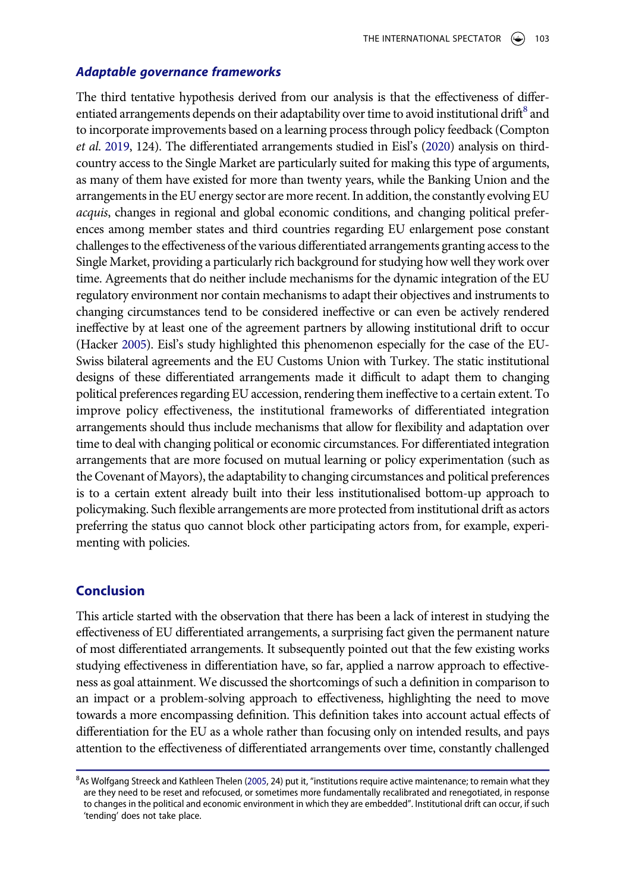### *Adaptable governance frameworks*

The third tentative hypothesis derived from our analysis is that the effectiveness of differentiated arrangements depends on their adaptability over time to avoid institutional drift[8] and to incorporate improvements based on a learning process through policy feedback (Compton *et al.* 2019, 124). The differentiated arrangements studied in Eisl's (2020) analysis on third-country access to the Single Market are particularly suited for making this type of arguments, as many of them have existed for more than twenty years, while the Banking Union and the arrangements in the EU energy sector are more recent. In addition, the constantly evolving EU *acquis*, changes in regional and global economic conditions, and changing political preferences among member states and third countries regarding EU enlargement pose constant challenges to the effectiveness of the various differentiated arrangements granting access to the Single Market, providing a particularly rich background for studying how well they work over time. Agreements that do neither include mechanisms for the dynamic integration of the EU regulatory environment nor contain mechanisms to adapt their objectives and instruments to changing circumstances tend to be considered ineffective or can even be actively rendered ineffective by at least one of the agreement partners by allowing institutional drift to occur (Hacker 2005). Eisl's study highlighted this phenomenon especially for the case of the EU-Swiss bilateral agreements and the EU Customs Union with Turkey. The static institutional designs of these differentiated arrangements made it difficult to adapt them to changing political preferences regarding EU accession, rendering them ineffective to a certain extent. To improve policy effectiveness, the institutional frameworks of differentiated integration arrangements should thus include mechanisms that allow for flexibility and adaptation over time to deal with changing political or economic circumstances. For differentiated integration arrangements that are more focused on mutual learning or policy experimentation (such as the Covenant of Mayors), the adaptability to changing circumstances and political preferences is to a certain extent already built into their less institutionalised bottom-up approach to policymaking. Such flexible arrangements are more protected from institutional drift as actors preferring the status quo cannot block other participating actors from, for example, experimenting with policies.

## Conclusion

This article started with the observation that there has been a lack of interest in studying the effectiveness of EU differentiated arrangements, a surprising fact given the permanent nature of most differentiated arrangements. It subsequently pointed out that the few existing works studying effectiveness in differentiation have, so far, applied a narrow approach to effectiveness as goal attainment. We discussed the shortcomings of such a definition in comparison to an impact or a problem-solving approach to effectiveness, highlighting the need to move towards a more encompassing definition. This definition takes into account actual effects of differentiation for the EU as a whole rather than focusing only on intended results, and pays attention to the effectiveness of differentiated arrangements over time, constantly challenged

[8]As Wolfgang Streeck and Kathleen Thelen (2005, 24) put it, "institutions require active maintenance; to remain what they are they need to be reset and refocused, or sometimes more fundamentally recalibrated and renegotiated, in response to changes in the political and economic environment in which they are embedded". Institutional drift can occur, if such 'tending' does not take place.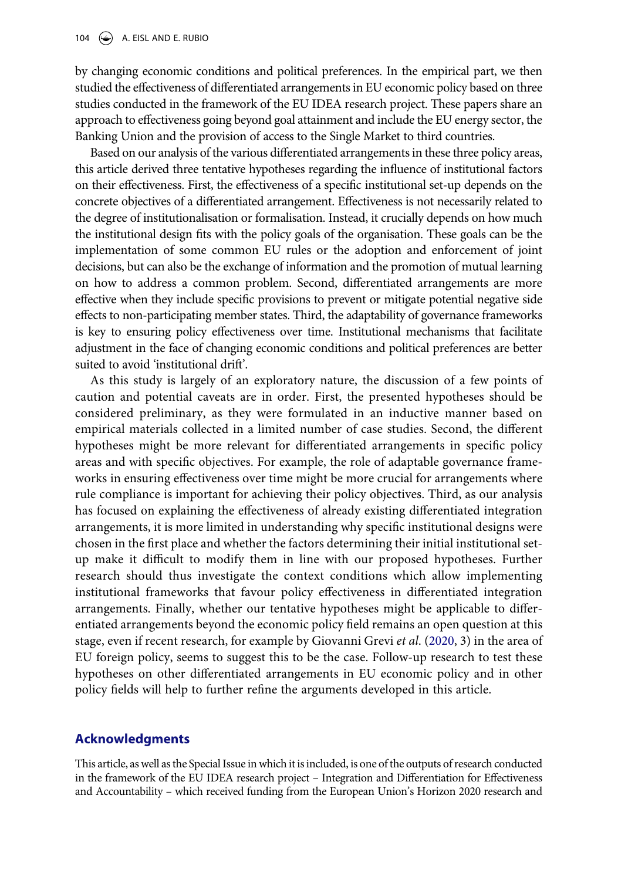by changing economic conditions and political preferences. In the empirical part, we then studied the effectiveness of differentiated arrangements in EU economic policy based on three studies conducted in the framework of the EU IDEA research project. These papers share an approach to effectiveness going beyond goal attainment and include the EU energy sector, the Banking Union and the provision of access to the Single Market to third countries.

Based on our analysis of the various differentiated arrangements in these three policy areas, this article derived three tentative hypotheses regarding the influence of institutional factors on their effectiveness. First, the effectiveness of a specific institutional set-up depends on the concrete objectives of a differentiated arrangement. Effectiveness is not necessarily related to the degree of institutionalisation or formalisation. Instead, it crucially depends on how much the institutional design fits with the policy goals of the organisation. These goals can be the implementation of some common EU rules or the adoption and enforcement of joint decisions, but can also be the exchange of information and the promotion of mutual learning on how to address a common problem. Second, differentiated arrangements are more effective when they include specific provisions to prevent or mitigate potential negative side effects to non-participating member states. Third, the adaptability of governance frameworks is key to ensuring policy effectiveness over time. Institutional mechanisms that facilitate adjustment in the face of changing economic conditions and political preferences are better suited to avoid 'institutional drift'.

As this study is largely of an exploratory nature, the discussion of a few points of caution and potential caveats are in order. First, the presented hypotheses should be considered preliminary, as they were formulated in an inductive manner based on empirical materials collected in a limited number of case studies. Second, the different hypotheses might be more relevant for differentiated arrangements in specific policy areas and with specific objectives. For example, the role of adaptable governance frameworks in ensuring effectiveness over time might be more crucial for arrangements where rule compliance is important for achieving their policy objectives. Third, as our analysis has focused on explaining the effectiveness of already existing differentiated integration arrangements, it is more limited in understanding why specific institutional designs were chosen in the first place and whether the factors determining their initial institutional set-up make it difficult to modify them in line with our proposed hypotheses. Further research should thus investigate the context conditions which allow implementing institutional frameworks that favour policy effectiveness in differentiated integration arrangements. Finally, whether our tentative hypotheses might be applicable to differentiated arrangements beyond the economic policy field remains an open question at this stage, even if recent research, for example by Giovanni Grevi *et al.* (2020, 3) in the area of EU foreign policy, seems to suggest this to be the case. Follow-up research to test these hypotheses on other differentiated arrangements in EU economic policy and in other policy fields will help to further refine the arguments developed in this article.

## Acknowledgments

This article, as well as the Special Issue in which it is included, is one of the outputs of research conducted in the framework of the EU IDEA research project – Integration and Differentiation for Effectiveness and Accountability – which received funding from the European Union's Horizon 2020 research and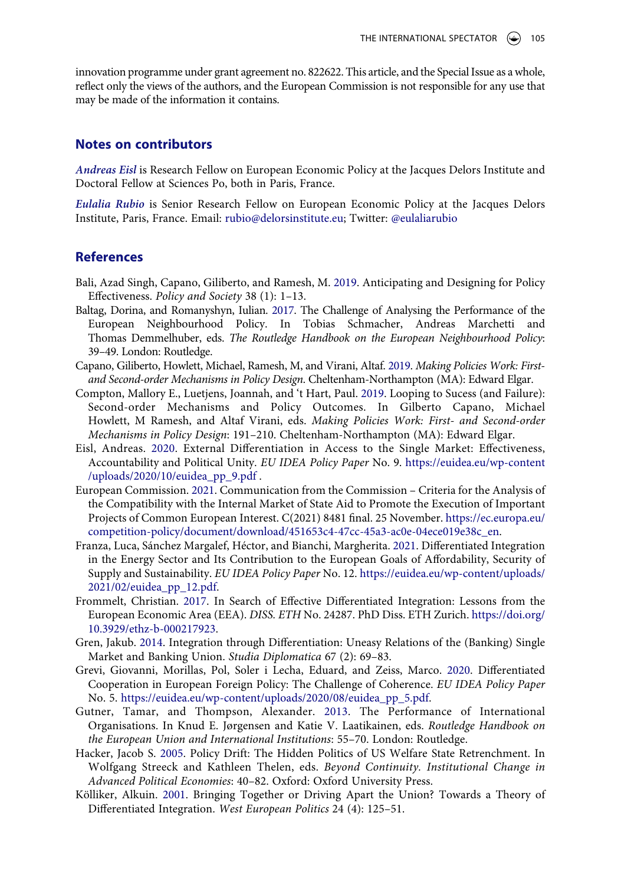innovation programme under grant agreement no. 822622. This article, and the Special Issue as a whole, reflect only the views of the authors, and the European Commission is not responsible for any use that may be made of the information it contains.

## Notes on contributors

***Andreas Eisl*** is Research Fellow on European Economic Policy at the Jacques Delors Institute and Doctoral Fellow at Sciences Po, both in Paris, France.

***Eulalia Rubio*** is Senior Research Fellow on European Economic Policy at the Jacques Delors Institute, Paris, France. Email: rubio@delorsinstitute.eu; Twitter: @eulaliarubio

## References

Bali, Azad Singh, Capano, Giliberto, and Ramesh, M. 2019. Anticipating and Designing for Policy Effectiveness. *Policy and Society* 38 (1): 1–13.

Baltag, Dorina, and Romanyshyn, Iulian. 2017. The Challenge of Analysing the Performance of the European Neighbourhood Policy. In Tobias Schmacher, Andreas Marchetti and Thomas Demmelhuber, eds. *The Routledge Handbook on the European Neighbourhood Policy*: 39–49. London: Routledge.

Capano, Giliberto, Howlett, Michael, Ramesh, M, and Virani, Altaf. 2019. *Making Policies Work: First- and Second-order Mechanisms in Policy Design*. Cheltenham-Northampton (MA): Edward Elgar.

Compton, Mallory E., Luetjens, Joannah, and 't Hart, Paul. 2019. Looping to Sucess (and Failure): Second-order Mechanisms and Policy Outcomes. In Gilberto Capano, Michael Howlett, M Ramesh, and Altaf Virani, eds. *Making Policies Work: First- and Second-order Mechanisms in Policy Design*: 191–210. Cheltenham-Northampton (MA): Edward Elgar.

Eisl, Andreas. 2020. External Differentiation in Access to the Single Market: Effectiveness, Accountability and Political Unity. *EU IDEA Policy Paper* No. 9. https://euidea.eu/wp-content/uploads/2020/10/euidea_pp_9.pdf .

European Commission. 2021. Communication from the Commission – Criteria for the Analysis of the Compatibility with the Internal Market of State Aid to Promote the Execution of Important Projects of Common European Interest. C(2021) 8481 final. 25 November. https://ec.europa.eu/competition-policy/document/download/451653c4-47cc-45a3-ac0e-04ece019e38c_en.

Franza, Luca, Sánchez Margalef, Héctor, and Bianchi, Margherita. 2021. Differentiated Integration in the Energy Sector and Its Contribution to the European Goals of Affordability, Security of Supply and Sustainability. *EU IDEA Policy Paper* No. 12. https://euidea.eu/wp-content/uploads/2021/02/euidea_pp_12.pdf.

Frommelt, Christian. 2017. In Search of Effective Differentiated Integration: Lessons from the European Economic Area (EEA). *DISS. ETH* No. 24287. PhD Diss. ETH Zurich. https://doi.org/10.3929/ethz-b-000217923.

Gren, Jakub. 2014. Integration through Differentiation: Uneasy Relations of the (Banking) Single Market and Banking Union. *Studia Diplomatica* 67 (2): 69–83.

Grevi, Giovanni, Morillas, Pol, Soler i Lecha, Eduard, and Zeiss, Marco. 2020. Differentiated Cooperation in European Foreign Policy: The Challenge of Coherence. *EU IDEA Policy Paper* No. 5. https://euidea.eu/wp-content/uploads/2020/08/euidea_pp_5.pdf.

Gutner, Tamar, and Thompson, Alexander. 2013. The Performance of International Organisations. In Knud E. Jørgensen and Katie V. Laatikainen, eds. *Routledge Handbook on the European Union and International Institutions*: 55–70. London: Routledge.

Hacker, Jacob S. 2005. Policy Drift: The Hidden Politics of US Welfare State Retrenchment. In Wolfgang Streeck and Kathleen Thelen, eds. *Beyond Continuity. Institutional Change in Advanced Political Economies*: 40–82. Oxford: Oxford University Press.

Kölliker, Alkuin. 2001. Bringing Together or Driving Apart the Union? Towards a Theory of Differentiated Integration. *West European Politics* 24 (4): 125–51.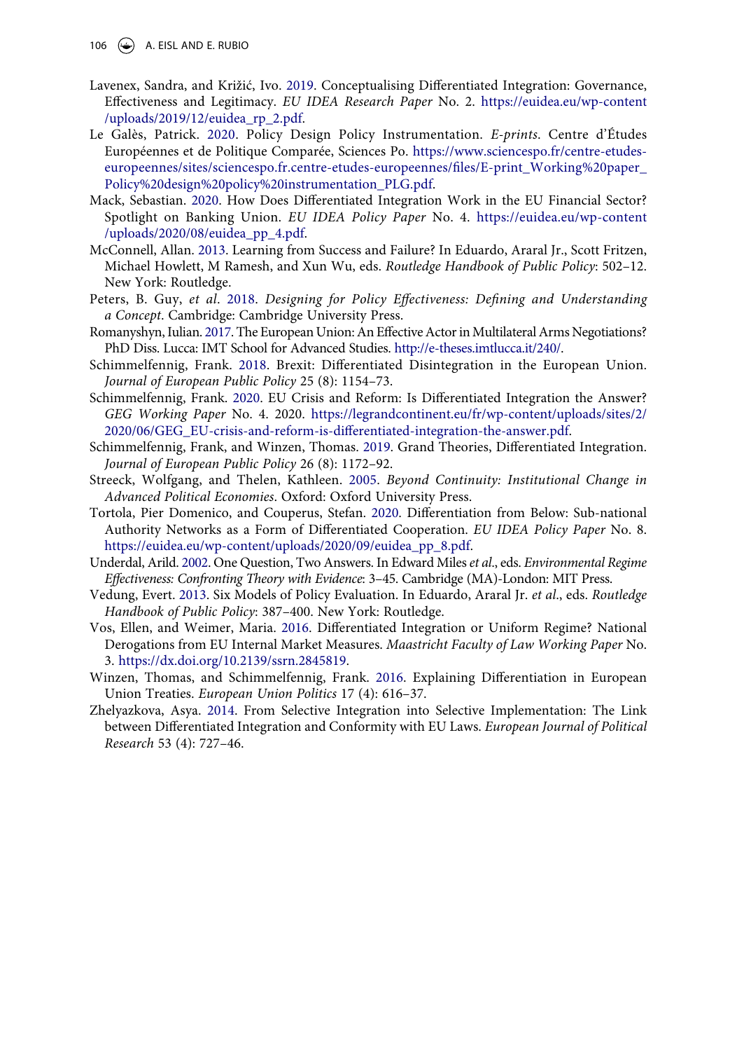Lavenex, Sandra, and Križić, Ivo. 2019. Conceptualising Differentiated Integration: Governance, Effectiveness and Legitimacy. *EU IDEA Research Paper* No. 2. https://euidea.eu/wp-content/uploads/2019/12/euidea_rp_2.pdf.

Le Galès, Patrick. 2020. Policy Design Policy Instrumentation. *E-prints*. Centre d'Études Européennes et de Politique Comparée, Sciences Po. https://www.sciencespo.fr/centre-etudes-europeennes/sites/sciencespo.fr.centre-etudes-europeennes/files/E-print_Working%20paper_Policy%20design%20policy%20instrumentation_PLG.pdf.

Mack, Sebastian. 2020. How Does Differentiated Integration Work in the EU Financial Sector? Spotlight on Banking Union. *EU IDEA Policy Paper* No. 4. https://euidea.eu/wp-content/uploads/2020/08/euidea_pp_4.pdf.

McConnell, Allan. 2013. Learning from Success and Failure? In Eduardo, Araral Jr., Scott Fritzen, Michael Howlett, M Ramesh, and Xun Wu, eds. *Routledge Handbook of Public Policy*: 502–12. New York: Routledge.

Peters, B. Guy, *et al*. 2018. *Designing for Policy Effectiveness: Defining and Understanding a Concept*. Cambridge: Cambridge University Press.

Romanyshyn, Iulian. 2017. The European Union: An Effective Actor in Multilateral Arms Negotiations? PhD Diss. Lucca: IMT School for Advanced Studies. http://e-theses.imtlucca.it/240/.

Schimmelfennig, Frank. 2018. Brexit: Differentiated Disintegration in the European Union. *Journal of European Public Policy* 25 (8): 1154–73.

Schimmelfennig, Frank. 2020. EU Crisis and Reform: Is Differentiated Integration the Answer? *GEG Working Paper* No. 4. 2020. https://legrandcontinent.eu/fr/wp-content/uploads/sites/2/2020/06/GEG_EU-crisis-and-reform-is-differentiated-integration-the-answer.pdf.

Schimmelfennig, Frank, and Winzen, Thomas. 2019. Grand Theories, Differentiated Integration. *Journal of European Public Policy* 26 (8): 1172–92.

Streeck, Wolfgang, and Thelen, Kathleen. 2005. *Beyond Continuity: Institutional Change in Advanced Political Economies*. Oxford: Oxford University Press.

Tortola, Pier Domenico, and Couperus, Stefan. 2020. Differentiation from Below: Sub-national Authority Networks as a Form of Differentiated Cooperation. *EU IDEA Policy Paper* No. 8. https://euidea.eu/wp-content/uploads/2020/09/euidea_pp_8.pdf.

Underdal, Arild. 2002. One Question, Two Answers. In Edward Miles *et al*., eds. *Environmental Regime Effectiveness: Confronting Theory with Evidence*: 3–45. Cambridge (MA)-London: MIT Press.

Vedung, Evert. 2013. Six Models of Policy Evaluation. In Eduardo, Araral Jr. *et al*., eds. *Routledge Handbook of Public Policy*: 387–400. New York: Routledge.

Vos, Ellen, and Weimer, Maria. 2016. Differentiated Integration or Uniform Regime? National Derogations from EU Internal Market Measures. *Maastricht Faculty of Law Working Paper* No. 3. https://dx.doi.org/10.2139/ssrn.2845819.

Winzen, Thomas, and Schimmelfennig, Frank. 2016. Explaining Differentiation in European Union Treaties. *European Union Politics* 17 (4): 616–37.

Zhelyazkova, Asya. 2014. From Selective Integration into Selective Implementation: The Link between Differentiated Integration and Conformity with EU Laws. *European Journal of Political Research* 53 (4): 727–46.